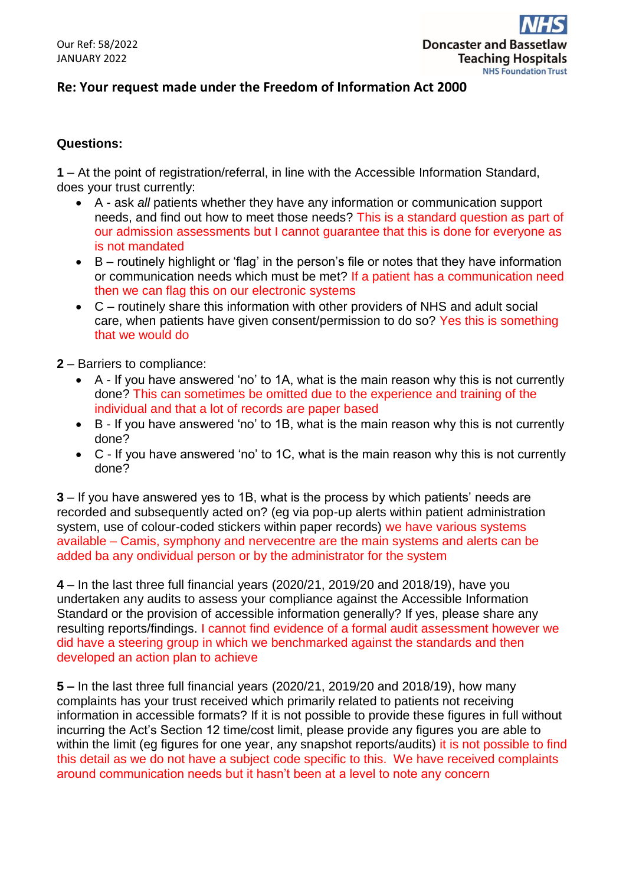Our Ref: 58/2022
JANUARY 2022

Doncaster and Bassetlaw Teaching Hospitals
NHS Foundation Trust

**Re: Your request made under the Freedom of Information Act 2000**

**Questions:**

**1** – At the point of registration/referral, in line with the Accessible Information Standard, does your trust currently:

- A - ask *all* patients whether they have any information or communication support needs, and find out how to meet those needs? This is a standard question as part of our admission assessments but I cannot guarantee that this is done for everyone as is not mandated
- B – routinely highlight or 'flag' in the person's file or notes that they have information or communication needs which must be met? If a patient has a communication need then we can flag this on our electronic systems
- C – routinely share this information with other providers of NHS and adult social care, when patients have given consent/permission to do so? Yes this is something that we would do

**2** – Barriers to compliance:

- A - If you have answered 'no' to 1A, what is the main reason why this is not currently done? This can sometimes be omitted due to the experience and training of the individual and that a lot of records are paper based
- B - If you have answered 'no' to 1B, what is the main reason why this is not currently done?
- C - If you have answered 'no' to 1C, what is the main reason why this is not currently done?

**3** – If you have answered yes to 1B, what is the process by which patients' needs are recorded and subsequently acted on? (eg via pop-up alerts within patient administration system, use of colour-coded stickers within paper records) we have various systems available – Camis, symphony and nervecentre are the main systems and alerts can be added ba any ondividual person or by the administrator for the system

**4** – In the last three full financial years (2020/21, 2019/20 and 2018/19), have you undertaken any audits to assess your compliance against the Accessible Information Standard or the provision of accessible information generally? If yes, please share any resulting reports/findings. I cannot find evidence of a formal audit assessment however we did have a steering group in which we benchmarked against the standards and then developed an action plan to achieve

**5 –** In the last three full financial years (2020/21, 2019/20 and 2018/19), how many complaints has your trust received which primarily related to patients not receiving information in accessible formats? If it is not possible to provide these figures in full without incurring the Act's Section 12 time/cost limit, please provide any figures you are able to within the limit (eg figures for one year, any snapshot reports/audits) it is not possible to find this detail as we do not have a subject code specific to this. We have received complaints around communication needs but it hasn't been at a level to note any concern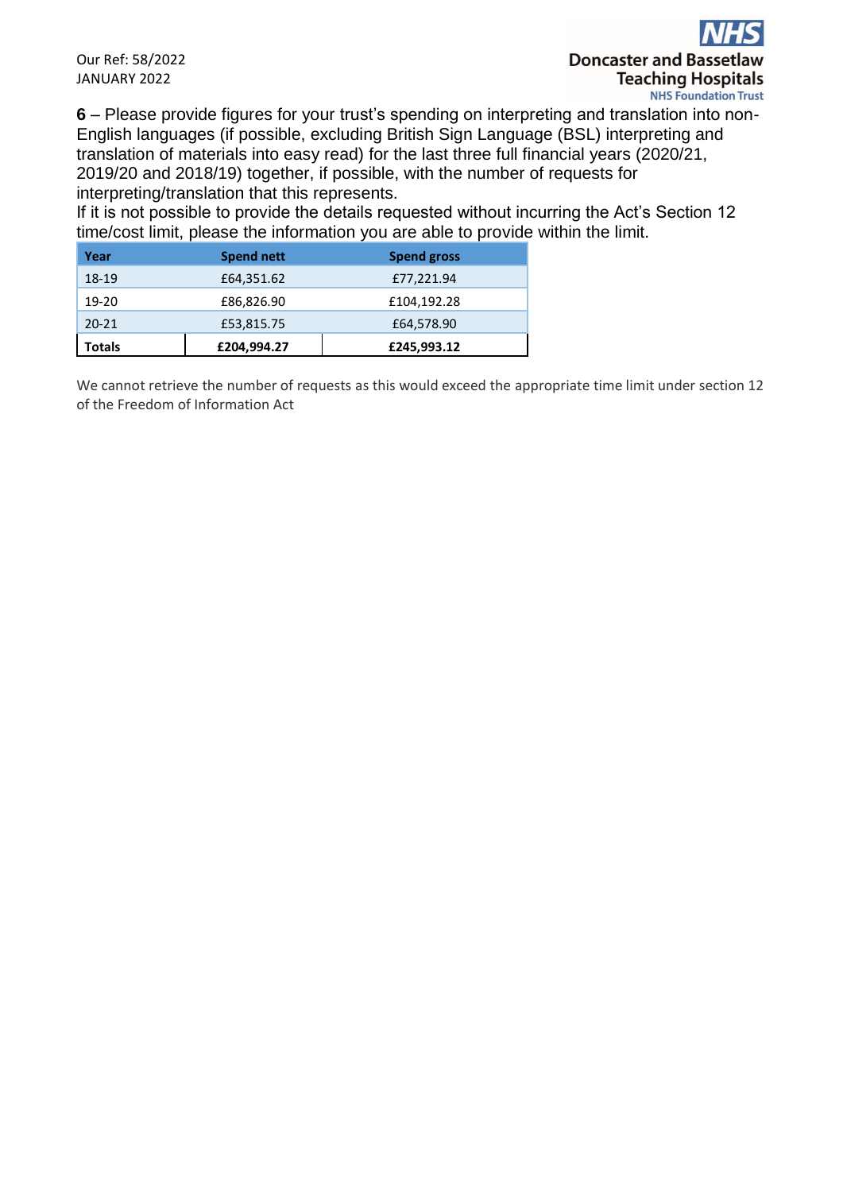Our Ref: 58/2022
JANUARY 2022

**6** – Please provide figures for your trust's spending on interpreting and translation into non-English languages (if possible, excluding British Sign Language (BSL) interpreting and translation of materials into easy read) for the last three full financial years (2020/21, 2019/20 and 2018/19) together, if possible, with the number of requests for interpreting/translation that this represents.
If it is not possible to provide the details requested without incurring the Act's Section 12 time/cost limit, please the information you are able to provide within the limit.

| Year | Spend nett | Spend gross |
|---|---|---|
| 18-19 | £64,351.62 | £77,221.94 |
| 19-20 | £86,826.90 | £104,192.28 |
| 20-21 | £53,815.75 | £64,578.90 |
| **Totals** | **£204,994.27** | **£245,993.12** |

We cannot retrieve the number of requests as this would exceed the appropriate time limit under section 12 of the Freedom of Information Act